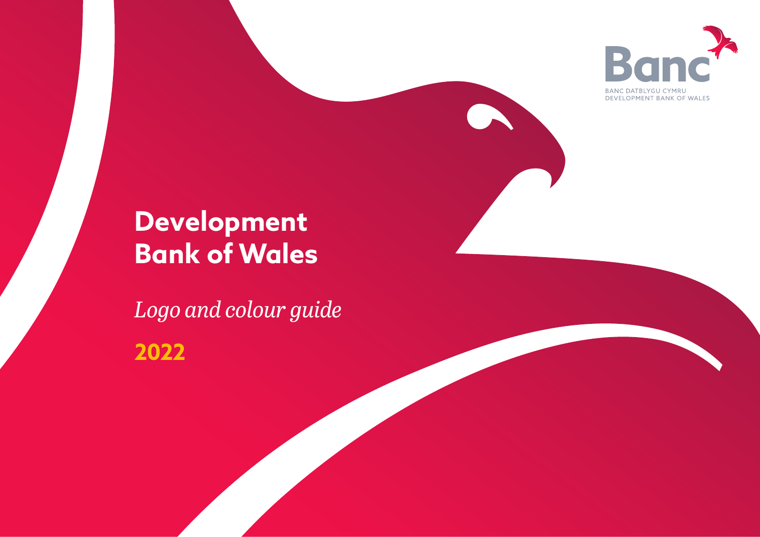Banc

BANC DATBLYGU CYMRU
DEVELOPMENT BANK OF WALES

# Development Bank of Wales

*Logo and colour guide*

**2022**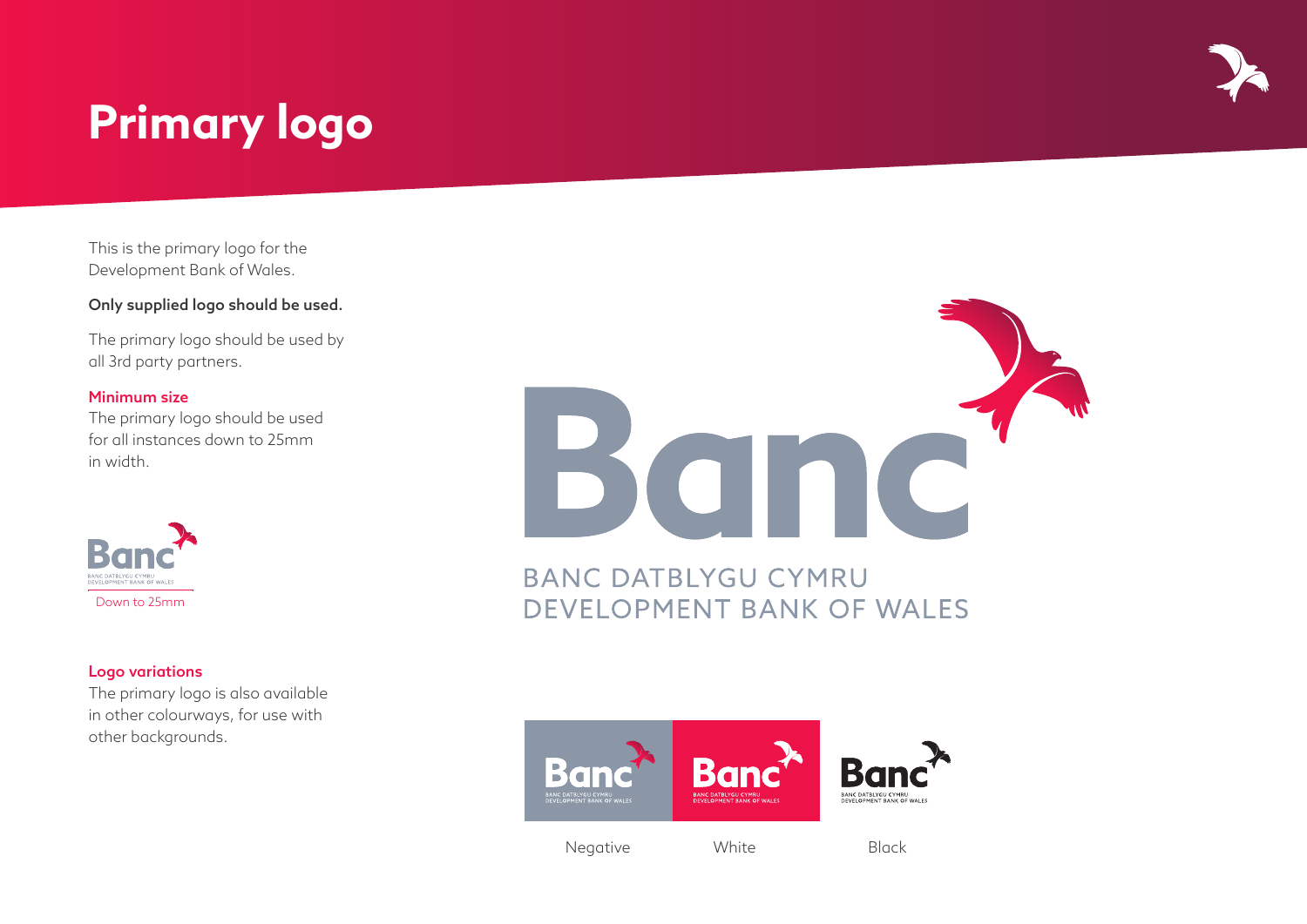# Primary logo

This is the primary logo for the Development Bank of Wales.

**Only supplied logo should be used.**

The primary logo should be used by all 3rd party partners.

**Minimum size**

The primary logo should be used for all instances down to 25mm in width.

Down to 25mm

**Logo variations**

The primary logo is also available in other colourways, for use with other backgrounds.

Negative

White

Black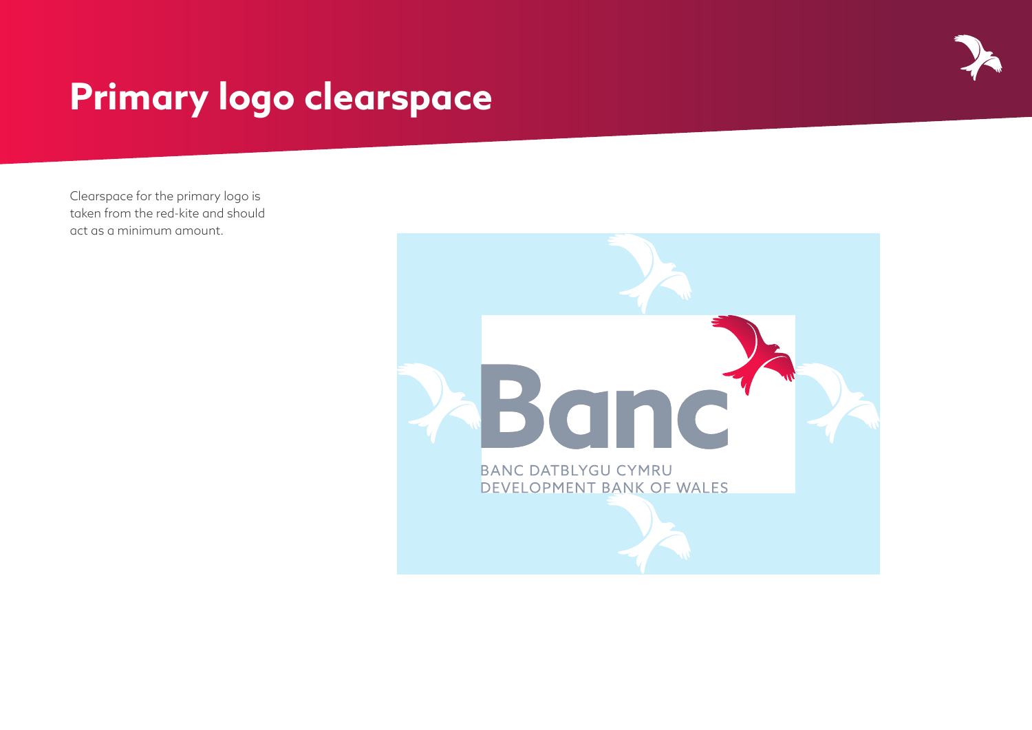# Primary logo clearspace

Clearspace for the primary logo is taken from the red-kite and should act as a minimum amount.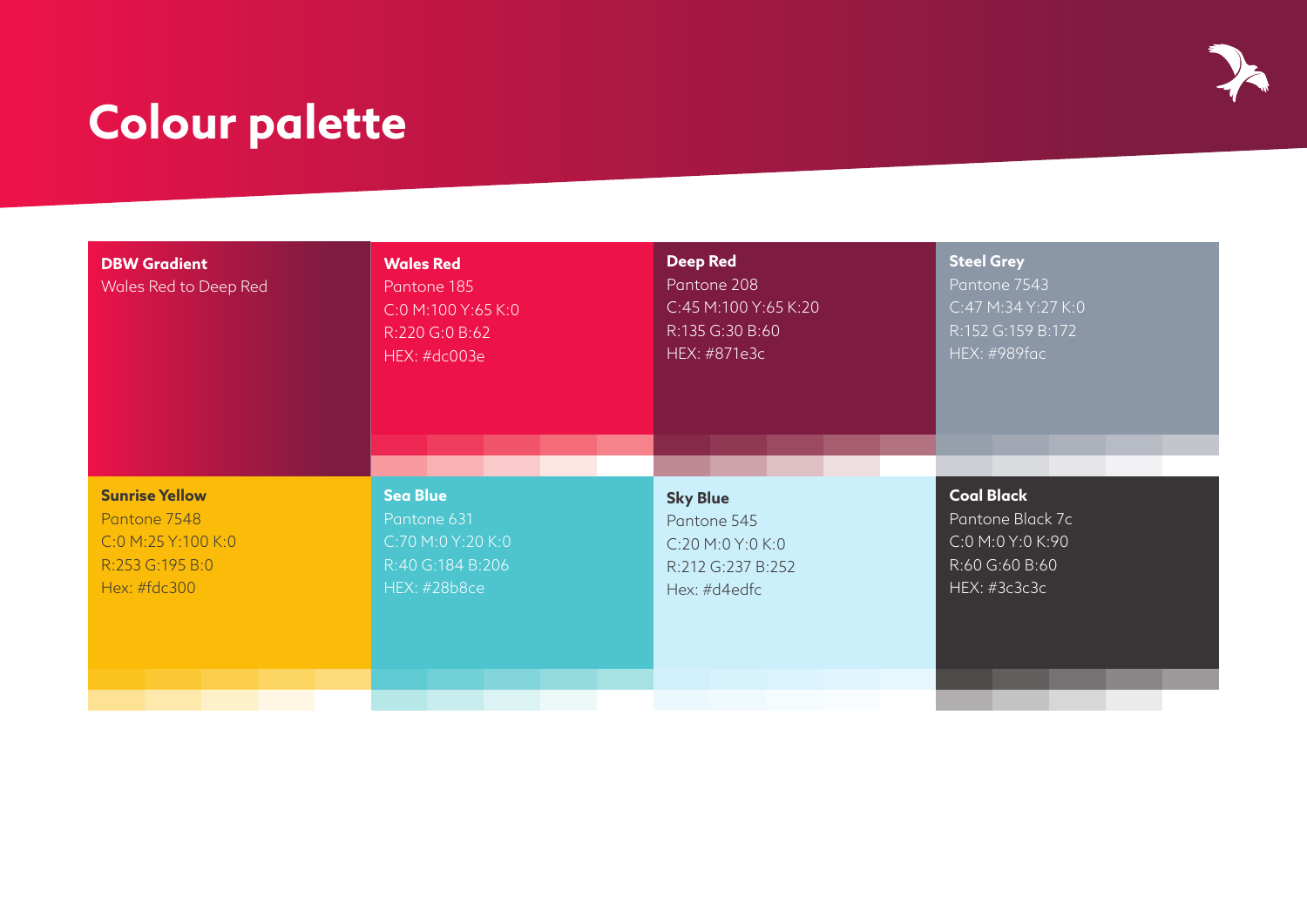# Colour palette

**DBW Gradient**
Wales Red to Deep Red

**Wales Red**
Pantone 185
C:0 M:100 Y:65 K:0
R:220 G:0 B:62
HEX: #dc003e

**Deep Red**
Pantone 208
C:45 M:100 Y:65 K:20
R:135 G:30 B:60
HEX: #871e3c

**Steel Grey**
Pantone 7543
C:47 M:34 Y:27 K:0
R:152 G:159 B:172
HEX: #989fac

**Sunrise Yellow**
Pantone 7548
C:0 M:25 Y:100 K:0
R:253 G:195 B:0
Hex: #fdc300

**Sea Blue**
Pantone 631
C:70 M:0 Y:20 K:0
R:40 G:184 B:206
HEX: #28b8ce

**Sky Blue**
Pantone 545
C:20 M:0 Y:0 K:0
R:212 G:237 B:252
Hex: #d4edfc

**Coal Black**
Pantone Black 7c
C:0 M:0 Y:0 K:90
R:60 G:60 B:60
HEX: #3c3c3c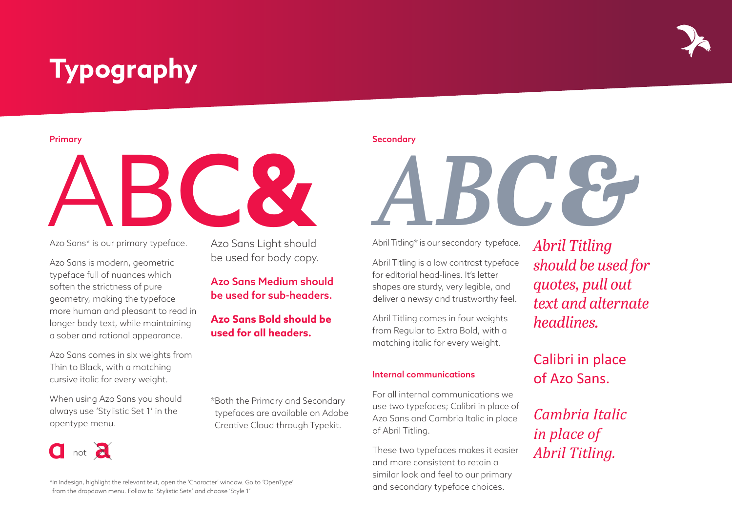# Typography

## Primary

ABC&

Azo Sans* is our primary typeface.

Azo Sans is modern, geometric typeface full of nuances which soften the strictness of pure geometry, making the typeface more human and pleasant to read in longer body text, while maintaining a sober and rational appearance.

Azo Sans comes in six weights from Thin to Black, with a matching cursive italic for every weight.

When using Azo Sans you should always use 'Stylistic Set 1' in the opentype menu.

a not a

Azo Sans Light should be used for body copy.

**Azo Sans Medium should be used for sub-headers.**

**Azo Sans Bold should be used for all headers.**

*Both the Primary and Secondary typefaces are available on Adobe Creative Cloud through Typekit.

*In Indesign, highlight the relevant text, open the 'Character' window. Go to 'OpenType' from the dropdown menu. Follow to 'Stylistic Sets' and choose 'Style 1'

## Secondary

*ABC&*

Abril Titling* is our secondary typeface.

Abril Titling is a low contrast typeface for editorial head-lines. It's letter shapes are sturdy, very legible, and deliver a newsy and trustworthy feel.

Abril Titling comes in four weights from Regular to Extra Bold, with a matching italic for every weight.

*Abril Titling should be used for quotes, pull out text and alternate headlines.*

### Internal communications

For all internal communications we use two typefaces; Calibri in place of Azo Sans and Cambria Italic in place of Abril Titling.

These two typefaces makes it easier and more consistent to retain a similar look and feel to our primary and secondary typeface choices.

Calibri in place of Azo Sans.

*Cambria Italic in place of Abril Titling.*